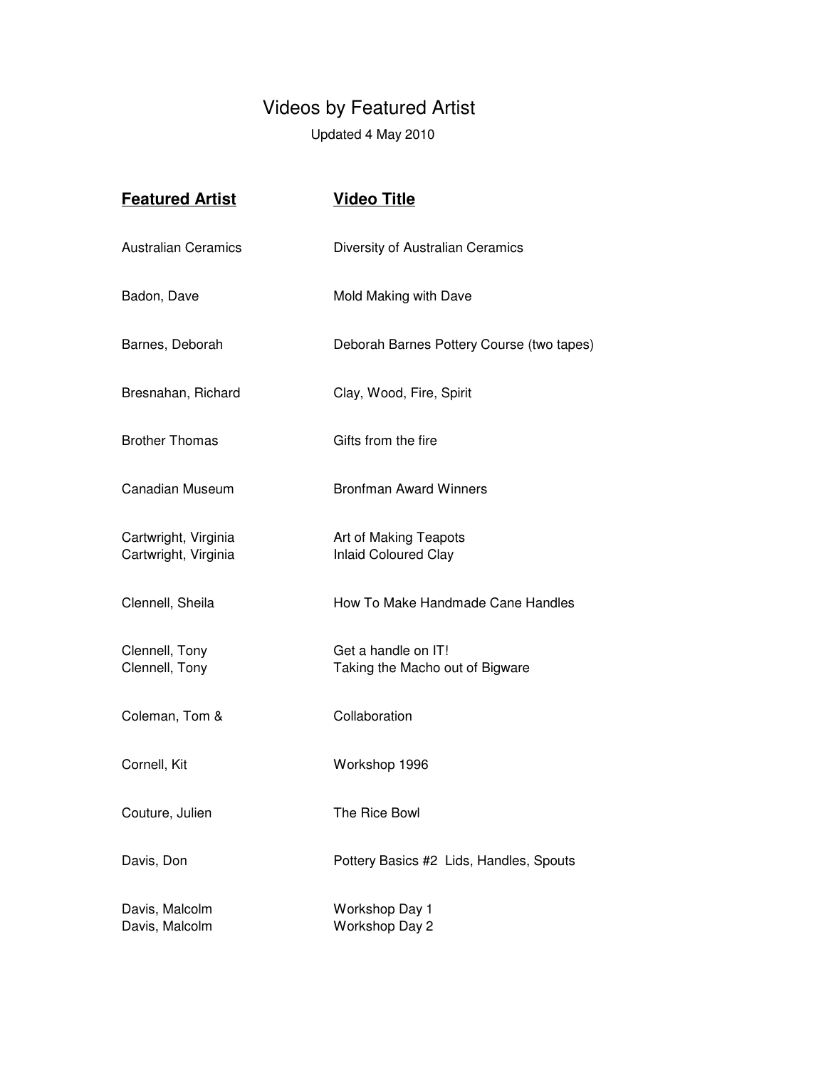# Videos by Featured Artist

Updated 4 May 2010

| Featured Artist | Video Title |
| --- | --- |
| Australian Ceramics | Diversity of Australian Ceramics |
| Badon, Dave | Mold Making with Dave |
| Barnes, Deborah | Deborah Barnes Pottery Course (two tapes) |
| Bresnahan, Richard | Clay, Wood, Fire, Spirit |
| Brother Thomas | Gifts from the fire |
| Canadian Museum | Bronfman Award Winners |
| Cartwright, Virginia | Art of Making Teapots |
| Cartwright, Virginia | Inlaid Coloured Clay |
| Clennell, Sheila | How To Make Handmade Cane Handles |
| Clennell, Tony | Get a handle on IT! |
| Clennell, Tony | Taking the Macho out of Bigware |
| Coleman, Tom & | Collaboration |
| Cornell, Kit | Workshop 1996 |
| Couture, Julien | The Rice Bowl |
| Davis, Don | Pottery Basics #2 Lids, Handles, Spouts |
| Davis, Malcolm | Workshop Day 1 |
| Davis, Malcolm | Workshop Day 2 |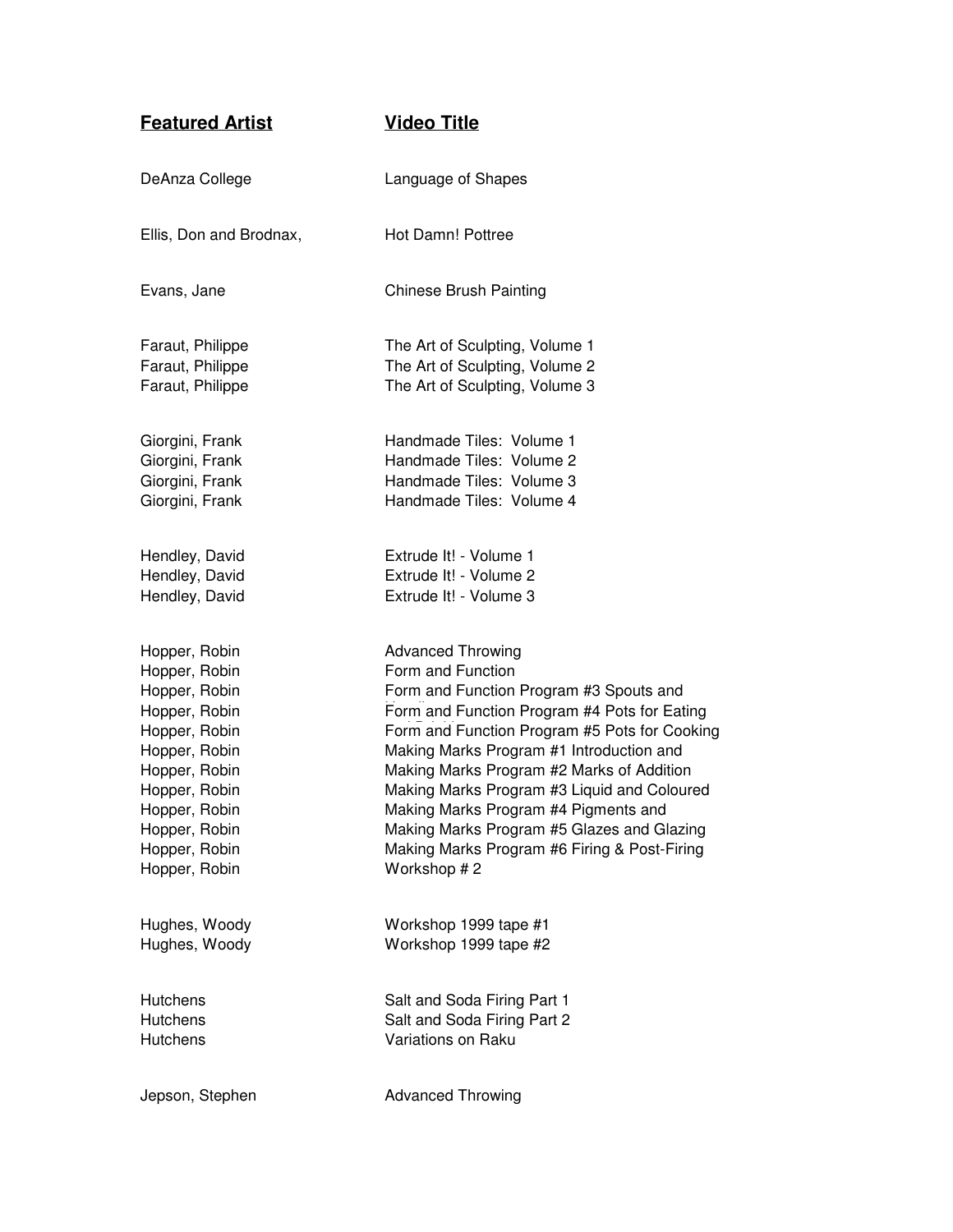| **Featured Artist** | **Video Title** |
|---|---|
| DeAnza College | Language of Shapes |
| Ellis, Don and Brodnax, | Hot Damn! Pottree |
| Evans, Jane | Chinese Brush Painting |
| Faraut, Philippe | The Art of Sculpting, Volume 1 |
| Faraut, Philippe | The Art of Sculpting, Volume 2 |
| Faraut, Philippe | The Art of Sculpting, Volume 3 |
| Giorgini, Frank | Handmade Tiles: Volume 1 |
| Giorgini, Frank | Handmade Tiles: Volume 2 |
| Giorgini, Frank | Handmade Tiles: Volume 3 |
| Giorgini, Frank | Handmade Tiles: Volume 4 |
| Hendley, David | Extrude It! - Volume 1 |
| Hendley, David | Extrude It! - Volume 2 |
| Hendley, David | Extrude It! - Volume 3 |
| Hopper, Robin | Advanced Throwing |
| Hopper, Robin | Form and Function |
| Hopper, Robin | Form and Function Program #3 Spouts and |
| Hopper, Robin | Form and Function Program #4 Pots for Eating |
| Hopper, Robin | Form and Function Program #5 Pots for Cooking |
| Hopper, Robin | Making Marks Program #1 Introduction and |
| Hopper, Robin | Making Marks Program #2 Marks of Addition |
| Hopper, Robin | Making Marks Program #3 Liquid and Coloured |
| Hopper, Robin | Making Marks Program #4 Pigments and |
| Hopper, Robin | Making Marks Program #5 Glazes and Glazing |
| Hopper, Robin | Making Marks Program #6 Firing & Post-Firing |
| Hopper, Robin | Workshop # 2 |
| Hughes, Woody | Workshop 1999 tape #1 |
| Hughes, Woody | Workshop 1999 tape #2 |
| Hutchens | Salt and Soda Firing Part 1 |
| Hutchens | Salt and Soda Firing Part 2 |
| Hutchens | Variations on Raku |
| Jepson, Stephen | Advanced Throwing |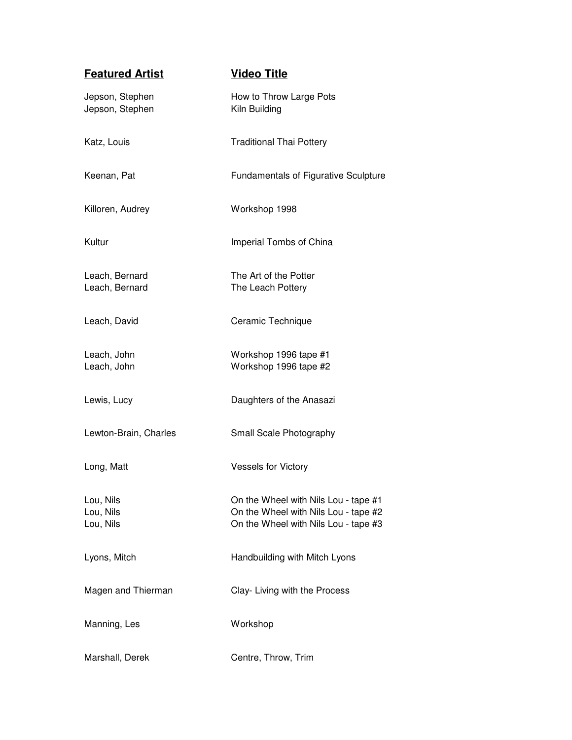| Featured Artist | Video Title |
| --- | --- |
| Jepson, Stephen | How to Throw Large Pots |
| Jepson, Stephen | Kiln Building |
| Katz, Louis | Traditional Thai Pottery |
| Keenan, Pat | Fundamentals of Figurative Sculpture |
| Killoren, Audrey | Workshop 1998 |
| Kultur | Imperial Tombs of China |
| Leach, Bernard | The Art of the Potter |
| Leach, Bernard | The Leach Pottery |
| Leach, David | Ceramic Technique |
| Leach, John | Workshop 1996 tape #1 |
| Leach, John | Workshop 1996 tape #2 |
| Lewis, Lucy | Daughters of the Anasazi |
| Lewton-Brain, Charles | Small Scale Photography |
| Long, Matt | Vessels for Victory |
| Lou, Nils | On the Wheel with Nils Lou - tape #1 |
| Lou, Nils | On the Wheel with Nils Lou - tape #2 |
| Lou, Nils | On the Wheel with Nils Lou - tape #3 |
| Lyons, Mitch | Handbuilding with Mitch Lyons |
| Magen and Thierman | Clay- Living with the Process |
| Manning, Les | Workshop |
| Marshall, Derek | Centre, Throw, Trim |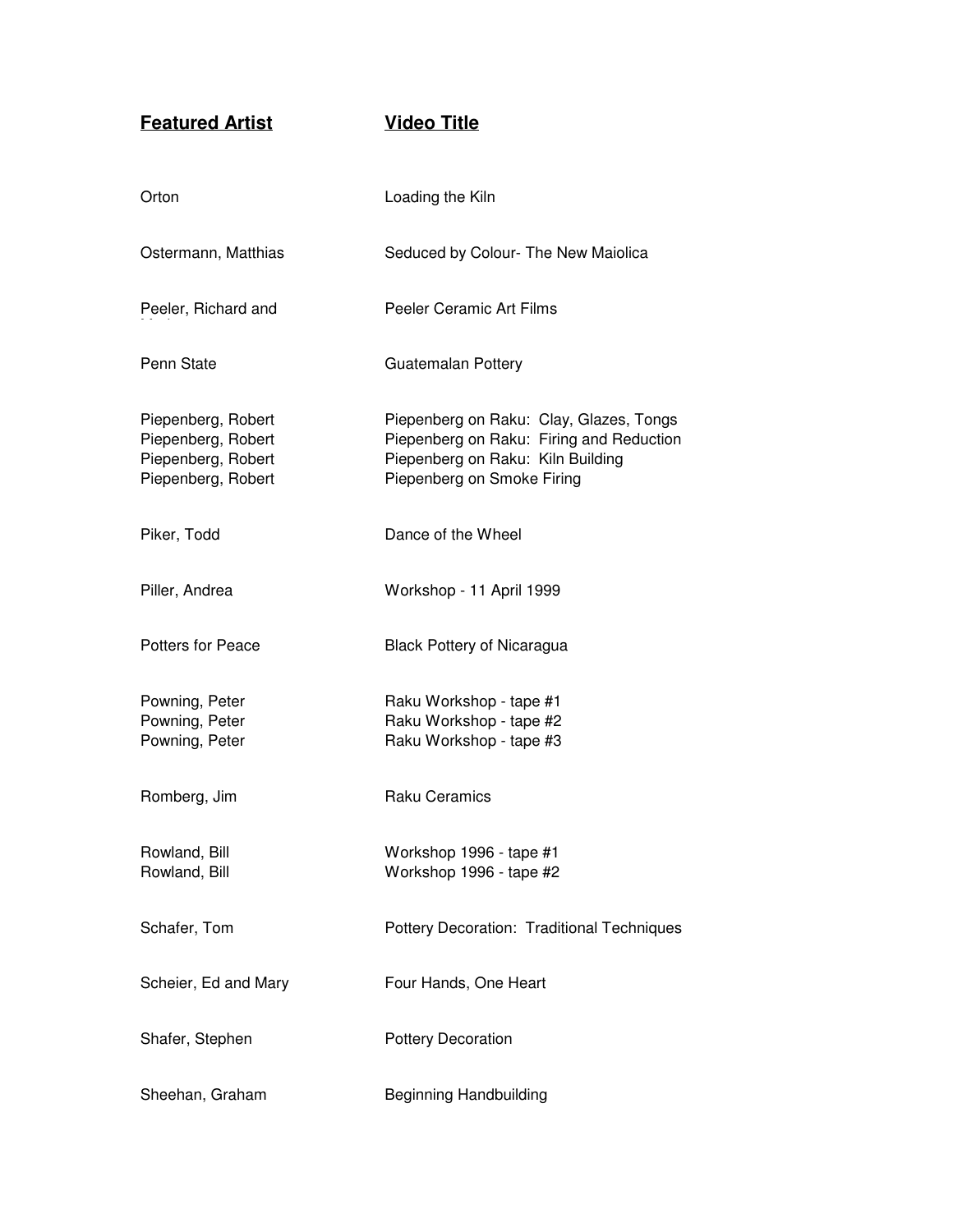| **Featured Artist** | **Video Title** |
|---|---|
| Orton | Loading the Kiln |
| Ostermann, Matthias | Seduced by Colour- The New Maiolica |
| Peeler, Richard and | Peeler Ceramic Art Films |
| Penn State | Guatemalan Pottery |
| Piepenberg, Robert | Piepenberg on Raku: Clay, Glazes, Tongs |
| Piepenberg, Robert | Piepenberg on Raku: Firing and Reduction |
| Piepenberg, Robert | Piepenberg on Raku: Kiln Building |
| Piepenberg, Robert | Piepenberg on Smoke Firing |
| Piker, Todd | Dance of the Wheel |
| Piller, Andrea | Workshop - 11 April 1999 |
| Potters for Peace | Black Pottery of Nicaragua |
| Powning, Peter | Raku Workshop - tape #1 |
| Powning, Peter | Raku Workshop - tape #2 |
| Powning, Peter | Raku Workshop - tape #3 |
| Romberg, Jim | Raku Ceramics |
| Rowland, Bill | Workshop 1996 - tape #1 |
| Rowland, Bill | Workshop 1996 - tape #2 |
| Schafer, Tom | Pottery Decoration: Traditional Techniques |
| Scheier, Ed and Mary | Four Hands, One Heart |
| Shafer, Stephen | Pottery Decoration |
| Sheehan, Graham | Beginning Handbuilding |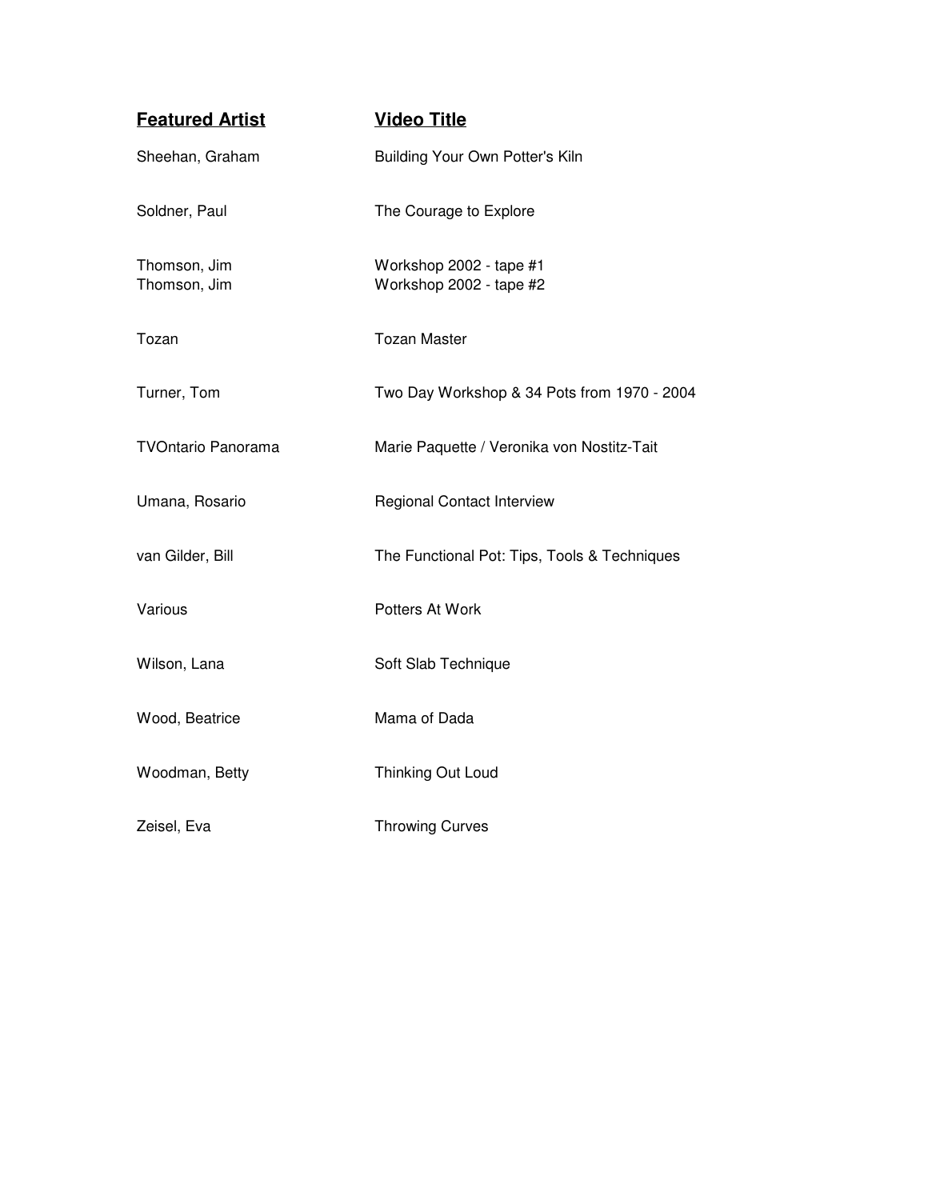| Featured Artist | Video Title |
| --- | --- |
| Sheehan, Graham | Building Your Own Potter's Kiln |
| Soldner, Paul | The Courage to Explore |
| Thomson, Jim | Workshop 2002 - tape #1 |
| Thomson, Jim | Workshop 2002 - tape #2 |
| Tozan | Tozan Master |
| Turner, Tom | Two Day Workshop & 34 Pots from 1970 - 2004 |
| TVOntario Panorama | Marie Paquette / Veronika von Nostitz-Tait |
| Umana, Rosario | Regional Contact Interview |
| van Gilder, Bill | The Functional Pot: Tips, Tools & Techniques |
| Various | Potters At Work |
| Wilson, Lana | Soft Slab Technique |
| Wood, Beatrice | Mama of Dada |
| Woodman, Betty | Thinking Out Loud |
| Zeisel, Eva | Throwing Curves |